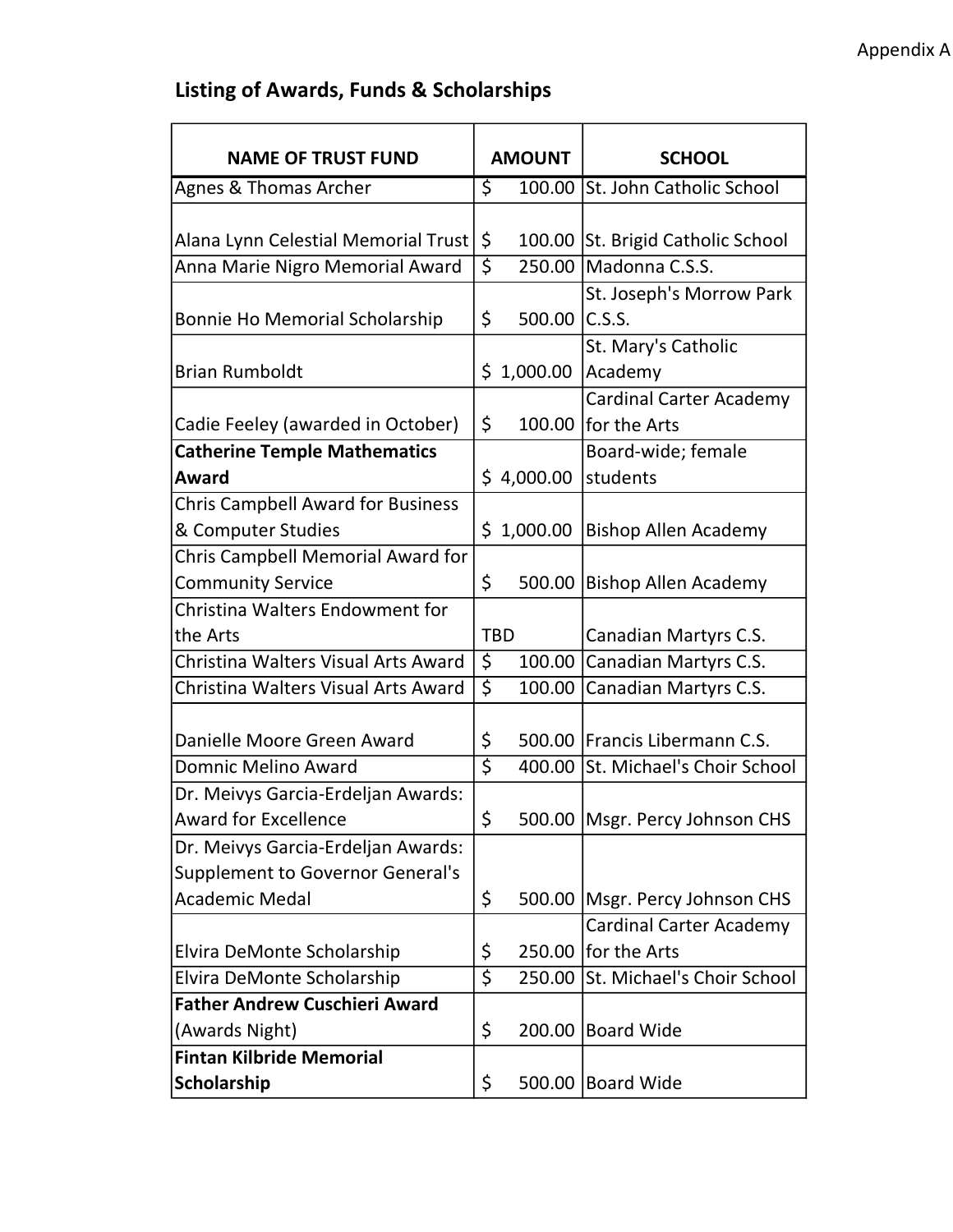Appendix A

## Listing of Awards, Funds & Scholarships

| NAME OF TRUST FUND | AMOUNT | SCHOOL |
|---|---|---|
| Agnes & Thomas Archer | $ 100.00 | St. John Catholic School |
| Alana Lynn Celestial Memorial Trust | $ 100.00 | St. Brigid Catholic School |
| Anna Marie Nigro Memorial Award | $ 250.00 | Madonna C.S.S. |
| Bonnie Ho Memorial Scholarship | $ 500.00 | St. Joseph's Morrow Park C.S.S. |
| Brian Rumboldt | $ 1,000.00 | St. Mary's Catholic Academy |
| Cadie Feeley (awarded in October) | $ 100.00 | Cardinal Carter Academy for the Arts |
| **Catherine Temple Mathematics Award** | $ 4,000.00 | Board-wide; female students |
| Chris Campbell Award for Business & Computer Studies | $ 1,000.00 | Bishop Allen Academy |
| Chris Campbell Memorial Award for Community Service | $ 500.00 | Bishop Allen Academy |
| Christina Walters Endowment for the Arts | TBD | Canadian Martyrs C.S. |
| Christina Walters Visual Arts Award | $ 100.00 | Canadian Martyrs C.S. |
| Christina Walters Visual Arts Award | $ 100.00 | Canadian Martyrs C.S. |
| Danielle Moore Green Award | $ 500.00 | Francis Libermann C.S. |
| Domnic Melino Award | $ 400.00 | St. Michael's Choir School |
| Dr. Meivys Garcia-Erdeljan Awards: Award for Excellence | $ 500.00 | Msgr. Percy Johnson CHS |
| Dr. Meivys Garcia-Erdeljan Awards: Supplement to Governor General's Academic Medal | $ 500.00 | Msgr. Percy Johnson CHS |
| Elvira DeMonte Scholarship | $ 250.00 | Cardinal Carter Academy for the Arts |
| Elvira DeMonte Scholarship | $ 250.00 | St. Michael's Choir School |
| **Father Andrew Cuschieri Award** (Awards Night) | $ 200.00 | Board Wide |
| **Fintan Kilbride Memorial Scholarship** | $ 500.00 | Board Wide |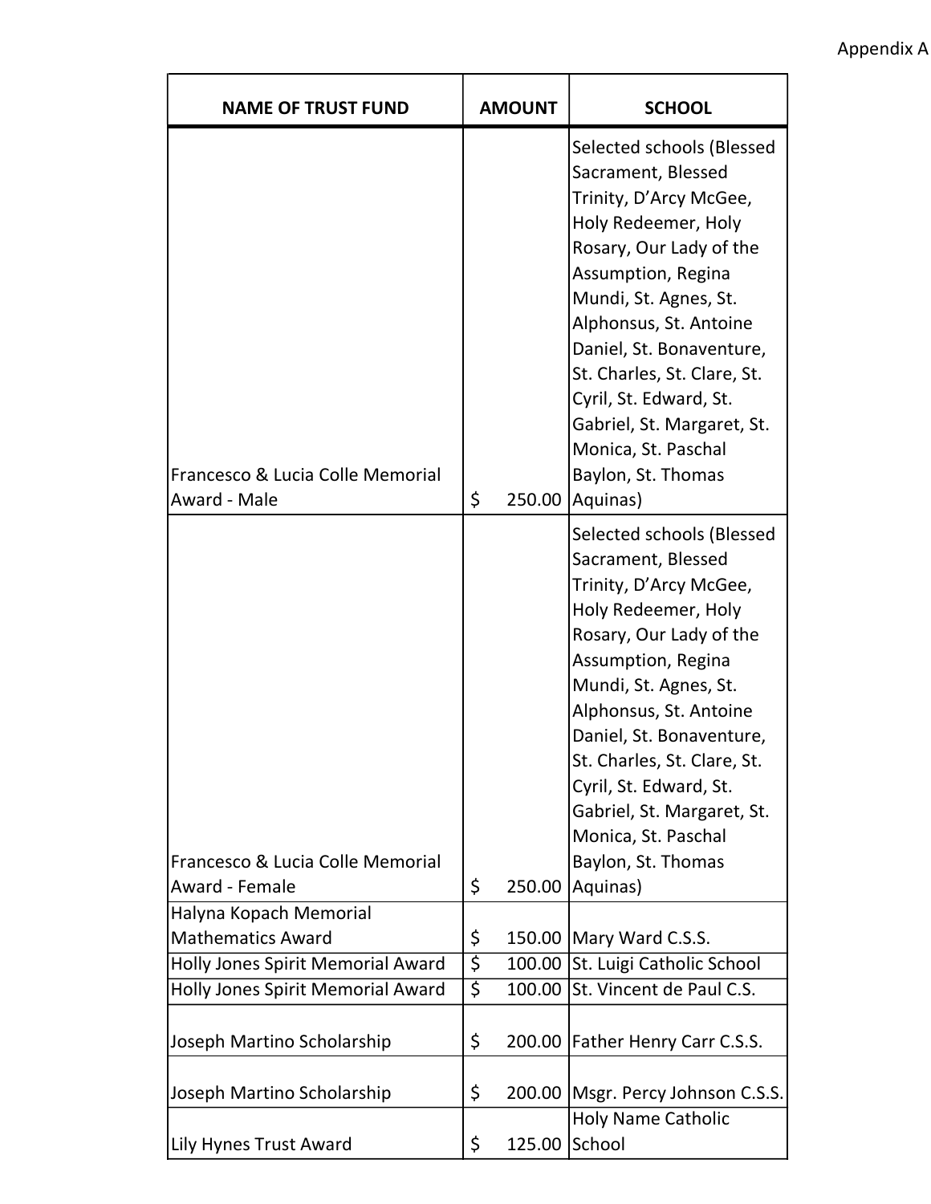Appendix A

| NAME OF TRUST FUND | AMOUNT | SCHOOL |
|---|---|---|
| Francesco & Lucia Colle Memorial Award - Male | $ 250.00 | Selected schools (Blessed Sacrament, Blessed Trinity, D'Arcy McGee, Holy Redeemer, Holy Rosary, Our Lady of the Assumption, Regina Mundi, St. Agnes, St. Alphonsus, St. Antoine Daniel, St. Bonaventure, St. Charles, St. Clare, St. Cyril, St. Edward, St. Gabriel, St. Margaret, St. Monica, St. Paschal Baylon, St. Thomas Aquinas) |
| Francesco & Lucia Colle Memorial Award - Female | $ 250.00 | Selected schools (Blessed Sacrament, Blessed Trinity, D'Arcy McGee, Holy Redeemer, Holy Rosary, Our Lady of the Assumption, Regina Mundi, St. Agnes, St. Alphonsus, St. Antoine Daniel, St. Bonaventure, St. Charles, St. Clare, St. Cyril, St. Edward, St. Gabriel, St. Margaret, St. Monica, St. Paschal Baylon, St. Thomas Aquinas) |
| Halyna Kopach Memorial Mathematics Award | $ 150.00 | Mary Ward C.S.S. |
| Holly Jones Spirit Memorial Award | $ 100.00 | St. Luigi Catholic School |
| Holly Jones Spirit Memorial Award | $ 100.00 | St. Vincent de Paul C.S. |
| Joseph Martino Scholarship | $ 200.00 | Father Henry Carr C.S.S. |
| Joseph Martino Scholarship | $ 200.00 | Msgr. Percy Johnson C.S.S. |
| Lily Hynes Trust Award | $ 125.00 | Holy Name Catholic School |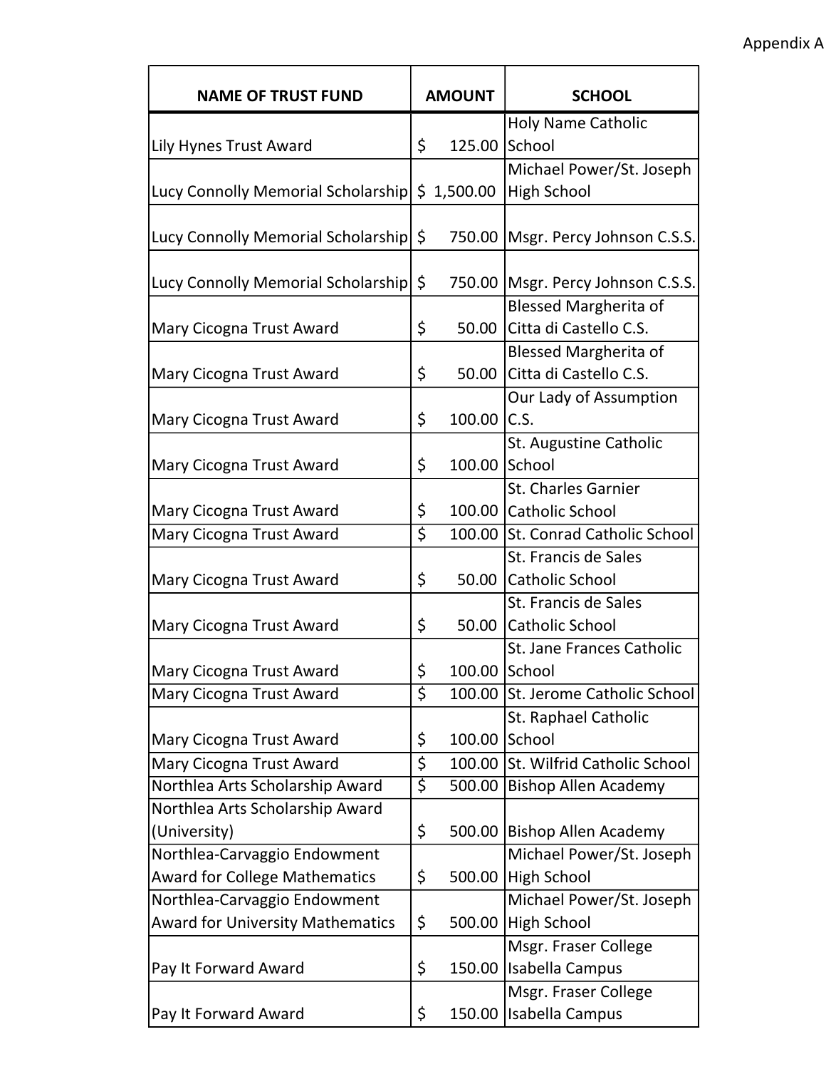Appendix A

| NAME OF TRUST FUND | AMOUNT | SCHOOL |
| --- | --- | --- |
| Lily Hynes Trust Award | $ 125.00 | Holy Name Catholic School |
| Lucy Connolly Memorial Scholarship | $ 1,500.00 | Michael Power/St. Joseph High School |
| Lucy Connolly Memorial Scholarship | $ 750.00 | Msgr. Percy Johnson C.S.S. |
| Lucy Connolly Memorial Scholarship | $ 750.00 | Msgr. Percy Johnson C.S.S. |
| Mary Cicogna Trust Award | $ 50.00 | Blessed Margherita of Citta di Castello C.S. |
| Mary Cicogna Trust Award | $ 50.00 | Blessed Margherita of Citta di Castello C.S. |
| Mary Cicogna Trust Award | $ 100.00 | Our Lady of Assumption C.S. |
| Mary Cicogna Trust Award | $ 100.00 | St. Augustine Catholic School |
| Mary Cicogna Trust Award | $ 100.00 | St. Charles Garnier Catholic School |
| Mary Cicogna Trust Award | $ 100.00 | St. Conrad Catholic School |
| Mary Cicogna Trust Award | $ 50.00 | St. Francis de Sales Catholic School |
| Mary Cicogna Trust Award | $ 50.00 | St. Francis de Sales Catholic School |
| Mary Cicogna Trust Award | $ 100.00 | St. Jane Frances Catholic School |
| Mary Cicogna Trust Award | $ 100.00 | St. Jerome Catholic School |
| Mary Cicogna Trust Award | $ 100.00 | St. Raphael Catholic School |
| Mary Cicogna Trust Award | $ 100.00 | St. Wilfrid Catholic School |
| Northlea Arts Scholarship Award | $ 500.00 | Bishop Allen Academy |
| Northlea Arts Scholarship Award (University) | $ 500.00 | Bishop Allen Academy |
| Northlea-Carvaggio Endowment Award for College Mathematics | $ 500.00 | Michael Power/St. Joseph High School |
| Northlea-Carvaggio Endowment Award for University Mathematics | $ 500.00 | Michael Power/St. Joseph High School |
| Pay It Forward Award | $ 150.00 | Msgr. Fraser College Isabella Campus |
| Pay It Forward Award | $ 150.00 | Msgr. Fraser College Isabella Campus |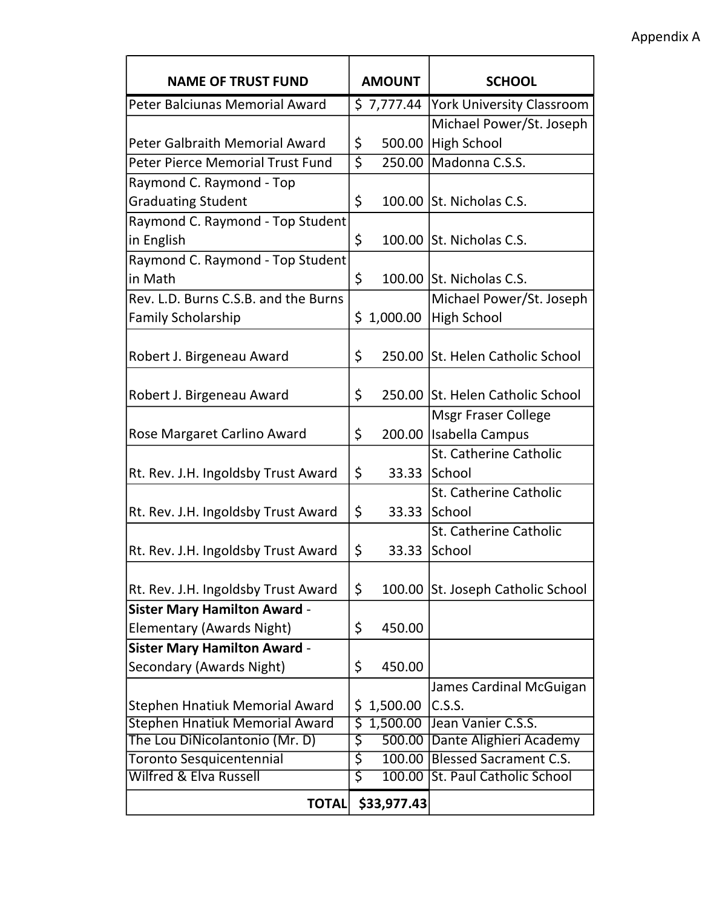Appendix A

| NAME OF TRUST FUND | AMOUNT | SCHOOL |
|---|---|---|
| Peter Balciunas Memorial Award | $ 7,777.44 | York University Classroom |
| Peter Galbraith Memorial Award | $ 500.00 | Michael Power/St. Joseph High School |
| Peter Pierce Memorial Trust Fund | $ 250.00 | Madonna C.S.S. |
| Raymond C. Raymond - Top Graduating Student | $ 100.00 | St. Nicholas C.S. |
| Raymond C. Raymond - Top Student in English | $ 100.00 | St. Nicholas C.S. |
| Raymond C. Raymond - Top Student in Math | $ 100.00 | St. Nicholas C.S. |
| Rev. L.D. Burns C.S.B. and the Burns Family Scholarship | $ 1,000.00 | Michael Power/St. Joseph High School |
| Robert J. Birgeneau Award | $ 250.00 | St. Helen Catholic School |
| Robert J. Birgeneau Award | $ 250.00 | St. Helen Catholic School |
| Rose Margaret Carlino Award | $ 200.00 | Msgr Fraser College Isabella Campus |
| Rt. Rev. J.H. Ingoldsby Trust Award | $ 33.33 | St. Catherine Catholic School |
| Rt. Rev. J.H. Ingoldsby Trust Award | $ 33.33 | St. Catherine Catholic School |
| Rt. Rev. J.H. Ingoldsby Trust Award | $ 33.33 | St. Catherine Catholic School |
| Rt. Rev. J.H. Ingoldsby Trust Award | $ 100.00 | St. Joseph Catholic School |
| **Sister Mary Hamilton Award** - Elementary (Awards Night) | $ 450.00 | |
| **Sister Mary Hamilton Award** - Secondary (Awards Night) | $ 450.00 | |
| Stephen Hnatiuk Memorial Award | $ 1,500.00 | James Cardinal McGuigan C.S.S. |
| Stephen Hnatiuk Memorial Award | $ 1,500.00 | Jean Vanier C.S.S. |
| The Lou DiNicolantonio (Mr. D) | $ 500.00 | Dante Alighieri Academy |
| Toronto Sesquicentennial | $ 100.00 | Blessed Sacrament C.S. |
| Wilfred & Elva Russell | $ 100.00 | St. Paul Catholic School |
| **TOTAL** | **$33,977.43** | |